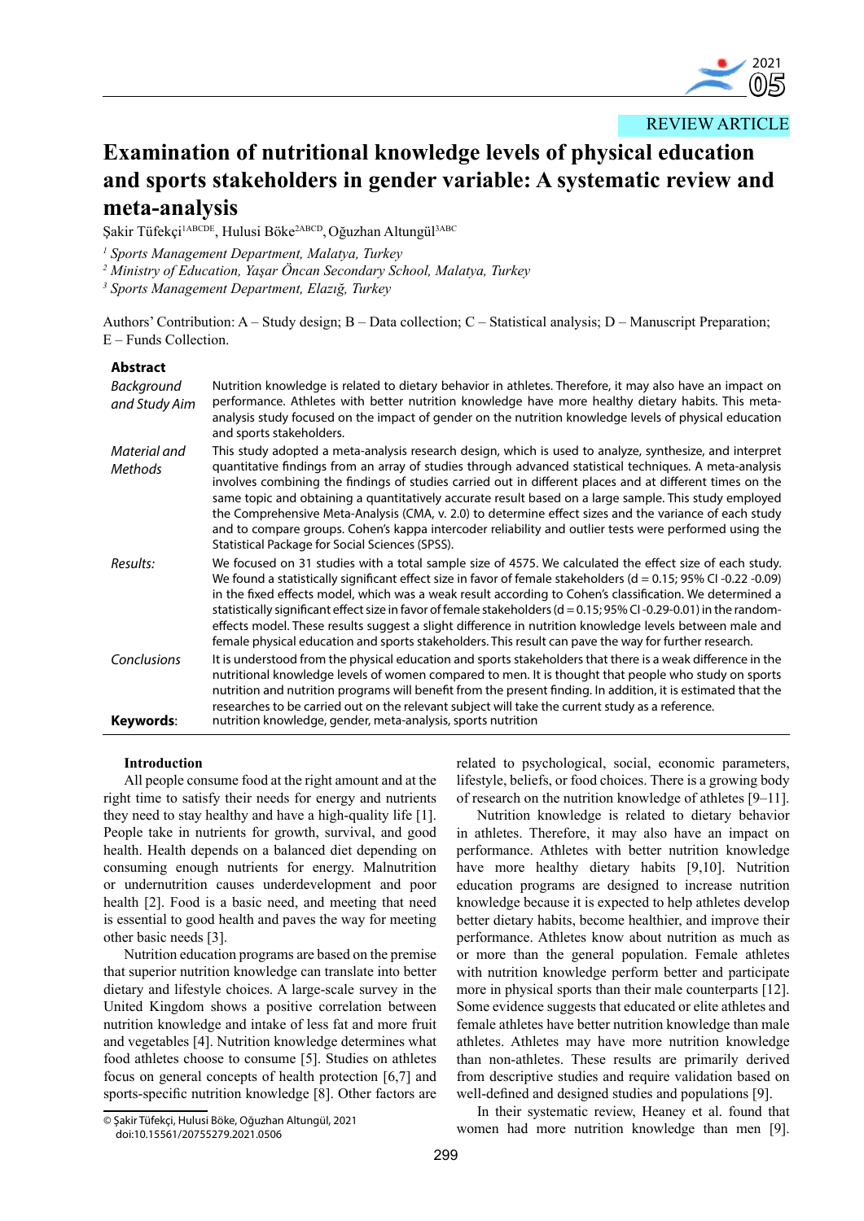REVIEW ARTICLE

# Examination of nutritional knowledge levels of physical education and sports stakeholders in gender variable: A systematic review and meta-analysis

Şakir Tüfekçi[1ABCDE], Hulusi Böke[2ABCD], Oğuzhan Altungül[3ABC]

[1] *Sports Management Department, Malatya, Turkey*
[2] *Ministry of Education, Yaşar Öncan Secondary School, Malatya, Turkey*
[3] *Sports Management Department, Elazığ, Turkey*

Authors' Contribution: A – Study design; B – Data collection; C – Statistical analysis; D – Manuscript Preparation; E – Funds Collection.

## Abstract

*Background and Study Aim* Nutrition knowledge is related to dietary behavior in athletes. Therefore, it may also have an impact on performance. Athletes with better nutrition knowledge have more healthy dietary habits. This meta-analysis study focused on the impact of gender on the nutrition knowledge levels of physical education and sports stakeholders.

*Material and Methods* This study adopted a meta-analysis research design, which is used to analyze, synthesize, and interpret quantitative findings from an array of studies through advanced statistical techniques. A meta-analysis involves combining the findings of studies carried out in different places and at different times on the same topic and obtaining a quantitatively accurate result based on a large sample. This study employed the Comprehensive Meta-Analysis (CMA, v. 2.0) to determine effect sizes and the variance of each study and to compare groups. Cohen's kappa intercoder reliability and outlier tests were performed using the Statistical Package for Social Sciences (SPSS).

*Results:* We focused on 31 studies with a total sample size of 4575. We calculated the effect size of each study. We found a statistically significant effect size in favor of female stakeholders (d = 0.15; 95% CI -0.22 -0.09) in the fixed effects model, which was a weak result according to Cohen's classification. We determined a statistically significant effect size in favor of female stakeholders (d = 0.15; 95% CI -0.29-0.01) in the random-effects model. These results suggest a slight difference in nutrition knowledge levels between male and female physical education and sports stakeholders. This result can pave the way for further research.

*Conclusions* It is understood from the physical education and sports stakeholders that there is a weak difference in the nutritional knowledge levels of women compared to men. It is thought that people who study on sports nutrition and nutrition programs will benefit from the present finding. In addition, it is estimated that the researches to be carried out on the relevant subject will take the current study as a reference.

**Keywords**: nutrition knowledge, gender, meta-analysis, sports nutrition

## Introduction

All people consume food at the right amount and at the right time to satisfy their needs for energy and nutrients they need to stay healthy and have a high-quality life [1]. People take in nutrients for growth, survival, and good health. Health depends on a balanced diet depending on consuming enough nutrients for energy. Malnutrition or undernutrition causes underdevelopment and poor health [2]. Food is a basic need, and meeting that need is essential to good health and paves the way for meeting other basic needs [3].

Nutrition education programs are based on the premise that superior nutrition knowledge can translate into better dietary and lifestyle choices. A large-scale survey in the United Kingdom shows a positive correlation between nutrition knowledge and intake of less fat and more fruit and vegetables [4]. Nutrition knowledge determines what food athletes choose to consume [5]. Studies on athletes focus on general concepts of health protection [6,7] and sports-specific nutrition knowledge [8]. Other factors are related to psychological, social, economic parameters, lifestyle, beliefs, or food choices. There is a growing body of research on the nutrition knowledge of athletes [9–11].

Nutrition knowledge is related to dietary behavior in athletes. Therefore, it may also have an impact on performance. Athletes with better nutrition knowledge have more healthy dietary habits [9,10]. Nutrition education programs are designed to increase nutrition knowledge because it is expected to help athletes develop better dietary habits, become healthier, and improve their performance. Athletes know about nutrition as much as or more than the general population. Female athletes with nutrition knowledge perform better and participate more in physical sports than their male counterparts [12]. Some evidence suggests that educated or elite athletes and female athletes have better nutrition knowledge than male athletes. Athletes may have more nutrition knowledge than non-athletes. These results are primarily derived from descriptive studies and require validation based on well-defined and designed studies and populations [9].

In their systematic review, Heaney et al. found that women had more nutrition knowledge than men [9].

© Şakir Tüfekçi, Hulusi Böke, Oğuzhan Altungül, 2021
doi:10.15561/20755279.2021.0506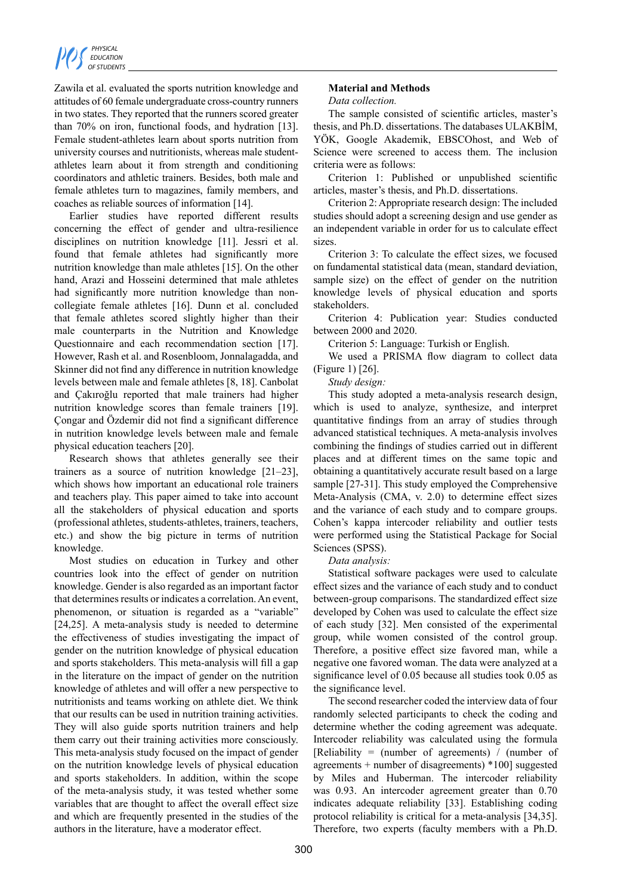Zawila et al. evaluated the sports nutrition knowledge and attitudes of 60 female undergraduate cross-country runners in two states. They reported that the runners scored greater than 70% on iron, functional foods, and hydration [13]. Female student-athletes learn about sports nutrition from university courses and nutritionists, whereas male student-athletes learn about it from strength and conditioning coordinators and athletic trainers. Besides, both male and female athletes turn to magazines, family members, and coaches as reliable sources of information [14].

Earlier studies have reported different results concerning the effect of gender and ultra-resilience disciplines on nutrition knowledge [11]. Jessri et al. found that female athletes had significantly more nutrition knowledge than male athletes [15]. On the other hand, Arazi and Hosseini determined that male athletes had significantly more nutrition knowledge than non-collegiate female athletes [16]. Dunn et al. concluded that female athletes scored slightly higher than their male counterparts in the Nutrition and Knowledge Questionnaire and each recommendation section [17]. However, Rash et al. and Rosenbloom, Jonnalagadda, and Skinner did not find any difference in nutrition knowledge levels between male and female athletes [8, 18]. Canbolat and Çakıroğlu reported that male trainers had higher nutrition knowledge scores than female trainers [19]. Çongar and Özdemir did not find a significant difference in nutrition knowledge levels between male and female physical education teachers [20].

Research shows that athletes generally see their trainers as a source of nutrition knowledge [21–23], which shows how important an educational role trainers and teachers play. This paper aimed to take into account all the stakeholders of physical education and sports (professional athletes, students-athletes, trainers, teachers, etc.) and show the big picture in terms of nutrition knowledge.

Most studies on education in Turkey and other countries look into the effect of gender on nutrition knowledge. Gender is also regarded as an important factor that determines results or indicates a correlation. An event, phenomenon, or situation is regarded as a "variable" [24,25]. A meta-analysis study is needed to determine the effectiveness of studies investigating the impact of gender on the nutrition knowledge of physical education and sports stakeholders. This meta-analysis will fill a gap in the literature on the impact of gender on the nutrition knowledge of athletes and will offer a new perspective to nutritionists and teams working on athlete diet. We think that our results can be used in nutrition training activities. They will also guide sports nutrition trainers and help them carry out their training activities more consciously. This meta-analysis study focused on the impact of gender on the nutrition knowledge levels of physical education and sports stakeholders. In addition, within the scope of the meta-analysis study, it was tested whether some variables that are thought to affect the overall effect size and which are frequently presented in the studies of the authors in the literature, have a moderator effect.

## Material and Methods

*Data collection.*

The sample consisted of scientific articles, master's thesis, and Ph.D. dissertations. The databases ULAKBİM, YÖK, Google Akademik, EBSCOhost, and Web of Science were screened to access them. The inclusion criteria were as follows:

Criterion 1: Published or unpublished scientific articles, master's thesis, and Ph.D. dissertations.

Criterion 2: Appropriate research design: The included studies should adopt a screening design and use gender as an independent variable in order for us to calculate effect sizes.

Criterion 3: To calculate the effect sizes, we focused on fundamental statistical data (mean, standard deviation, sample size) on the effect of gender on the nutrition knowledge levels of physical education and sports stakeholders.

Criterion 4: Publication year: Studies conducted between 2000 and 2020.

Criterion 5: Language: Turkish or English.

We used a PRISMA flow diagram to collect data (Figure 1) [26].

*Study design:*

This study adopted a meta-analysis research design, which is used to analyze, synthesize, and interpret quantitative findings from an array of studies through advanced statistical techniques. A meta-analysis involves combining the findings of studies carried out in different places and at different times on the same topic and obtaining a quantitatively accurate result based on a large sample [27-31]. This study employed the Comprehensive Meta-Analysis (CMA, v. 2.0) to determine effect sizes and the variance of each study and to compare groups. Cohen's kappa intercoder reliability and outlier tests were performed using the Statistical Package for Social Sciences (SPSS).

*Data analysis:*

Statistical software packages were used to calculate effect sizes and the variance of each study and to conduct between-group comparisons. The standardized effect size developed by Cohen was used to calculate the effect size of each study [32]. Men consisted of the experimental group, while women consisted of the control group. Therefore, a positive effect size favored man, while a negative one favored woman. The data were analyzed at a significance level of 0.05 because all studies took 0.05 as the significance level.

The second researcher coded the interview data of four randomly selected participants to check the coding and determine whether the coding agreement was adequate. Intercoder reliability was calculated using the formula [Reliability = (number of agreements) / (number of agreements + number of disagreements) *100] suggested by Miles and Huberman. The intercoder reliability was 0.93. An intercoder agreement greater than 0.70 indicates adequate reliability [33]. Establishing coding protocol reliability is critical for a meta-analysis [34,35]. Therefore, two experts (faculty members with a Ph.D.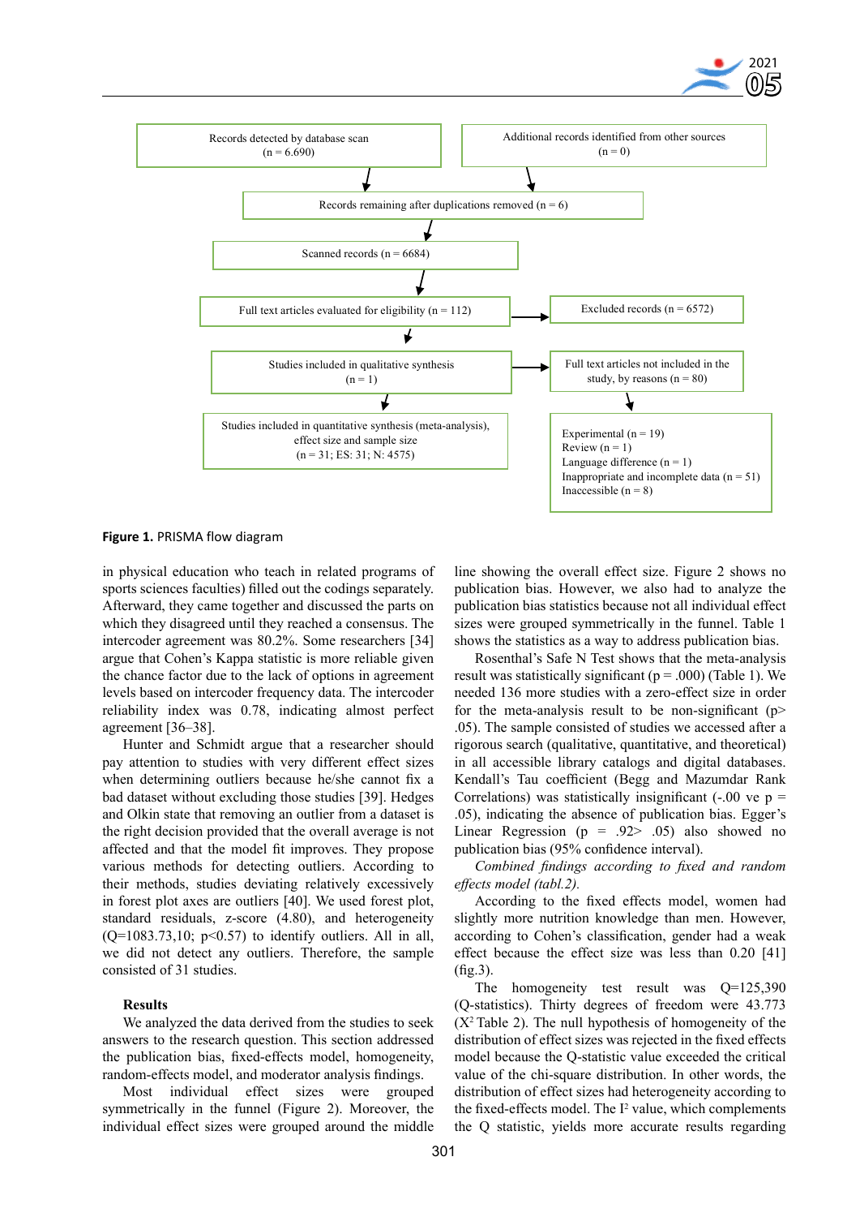Records detected by database scan (n = 6.690)

Additional records identified from other sources (n = 0)

Records remaining after duplications removed (n = 6)

Scanned records (n = 6684)

Full text articles evaluated for eligibility (n = 112)

Excluded records (n = 6572)

Studies included in qualitative synthesis (n = 1)

Full text articles not included in the study, by reasons (n = 80)

Studies included in quantitative synthesis (meta-analysis), effect size and sample size (n = 31; ES: 31; N: 4575)

Experimental (n = 19)
Review (n = 1)
Language difference (n = 1)
Inappropriate and incomplete data (n = 51)
Inaccessible (n = 8)

**Figure 1.** PRISMA flow diagram

in physical education who teach in related programs of sports sciences faculties) filled out the codings separately. Afterward, they came together and discussed the parts on which they disagreed until they reached a consensus. The intercoder agreement was 80.2%. Some researchers [34] argue that Cohen's Kappa statistic is more reliable given the chance factor due to the lack of options in agreement levels based on intercoder frequency data. The intercoder reliability index was 0.78, indicating almost perfect agreement [36–38].

Hunter and Schmidt argue that a researcher should pay attention to studies with very different effect sizes when determining outliers because he/she cannot fix a bad dataset without excluding those studies [39]. Hedges and Olkin state that removing an outlier from a dataset is the right decision provided that the overall average is not affected and that the model fit improves. They propose various methods for detecting outliers. According to their methods, studies deviating relatively excessively in forest plot axes are outliers [40]. We used forest plot, standard residuals, z-score (4.80), and heterogeneity (Q=1083.73,10; p<0.57) to identify outliers. All in all, we did not detect any outliers. Therefore, the sample consisted of 31 studies.

## Results

We analyzed the data derived from the studies to seek answers to the research question. This section addressed the publication bias, fixed-effects model, homogeneity, random-effects model, and moderator analysis findings.

Most individual effect sizes were grouped symmetrically in the funnel (Figure 2). Moreover, the individual effect sizes were grouped around the middle line showing the overall effect size. Figure 2 shows no publication bias. However, we also had to analyze the publication bias statistics because not all individual effect sizes were grouped symmetrically in the funnel. Table 1 shows the statistics as a way to address publication bias.

Rosenthal's Safe N Test shows that the meta-analysis result was statistically significant (p = .000) (Table 1). We needed 136 more studies with a zero-effect size in order for the meta-analysis result to be non-significant (p> .05). The sample consisted of studies we accessed after a rigorous search (qualitative, quantitative, and theoretical) in all accessible library catalogs and digital databases. Kendall's Tau coefficient (Begg and Mazumdar Rank Correlations) was statistically insignificant (-.00 ve p = .05), indicating the absence of publication bias. Egger's Linear Regression (p = .92> .05) also showed no publication bias (95% confidence interval).

*Combined findings according to fixed and random effects model (tabl.2).*

According to the fixed effects model, women had slightly more nutrition knowledge than men. However, according to Cohen's classification, gender had a weak effect because the effect size was less than 0.20 [41] (fig.3).

The homogeneity test result was Q=125,390 (Q-statistics). Thirty degrees of freedom were 43.773 ($X^2$ Table 2). The null hypothesis of homogeneity of the distribution of effect sizes was rejected in the fixed effects model because the Q-statistic value exceeded the critical value of the chi-square distribution. In other words, the distribution of effect sizes had heterogeneity according to the fixed-effects model. The $I^2$ value, which complements the Q statistic, yields more accurate results regarding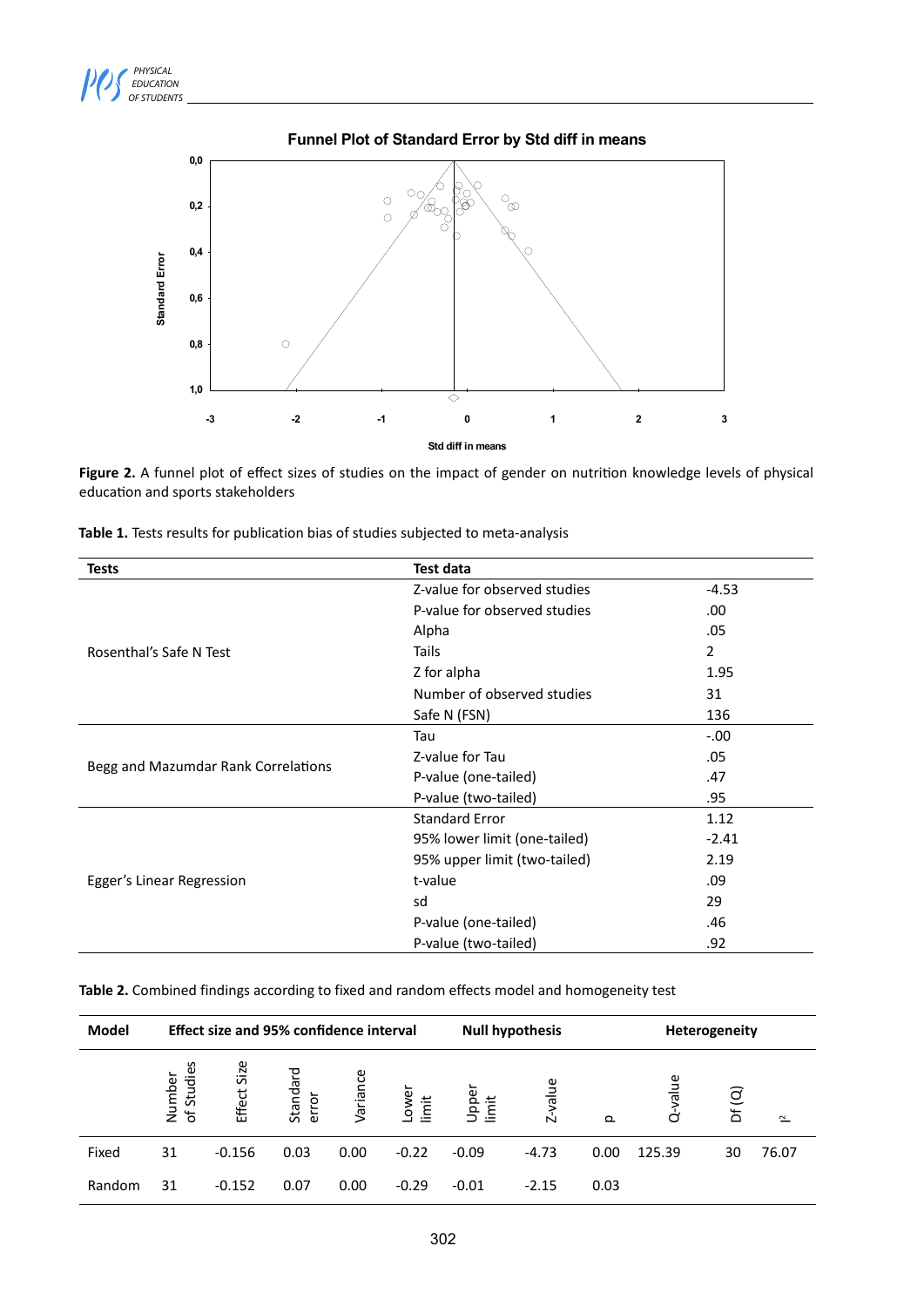**Figure 2.** A funnel plot of effect sizes of studies on the impact of gender on nutrition knowledge levels of physical education and sports stakeholders

**Table 1.** Tests results for publication bias of studies subjected to meta-analysis

| Tests | Test data | |
|---|---|---|
| Rosenthal's Safe N Test | Z-value for observed studies | -4.53 |
| | P-value for observed studies | .00 |
| | Alpha | .05 |
| | Tails | 2 |
| | Z for alpha | 1.95 |
| | Number of observed studies | 31 |
| | Safe N (FSN) | 136 |
| Begg and Mazumdar Rank Correlations | Tau | -.00 |
| | Z-value for Tau | .05 |
| | P-value (one-tailed) | .47 |
| | P-value (two-tailed) | .95 |
| Egger's Linear Regression | Standard Error | 1.12 |
| | 95% lower limit (one-tailed) | -2.41 |
| | 95% upper limit (two-tailed) | 2.19 |
| | t-value | .09 |
| | sd | 29 |
| | P-value (one-tailed) | .46 |
| | P-value (two-tailed) | .92 |

**Table 2.** Combined findings according to fixed and random effects model and homogeneity test

| Model | Effect size and 95% confidence interval | | | | | | Null hypothesis | | Heterogeneity | | |
|---|---|---|---|---|---|---|---|---|---|---|---|
| | Number of Studies | Effect Size | Standard error | Variance | Lower limit | Upper limit | Z-value | p | Q-value | Df (Q) | $I^2$ |
| Fixed | 31 | -0.156 | 0.03 | 0.00 | -0.22 | -0.09 | -4.73 | 0.00 | 125.39 | 30 | 76.07 |
| Random | 31 | -0.152 | 0.07 | 0.00 | -0.29 | -0.01 | -2.15 | 0.03 | | | |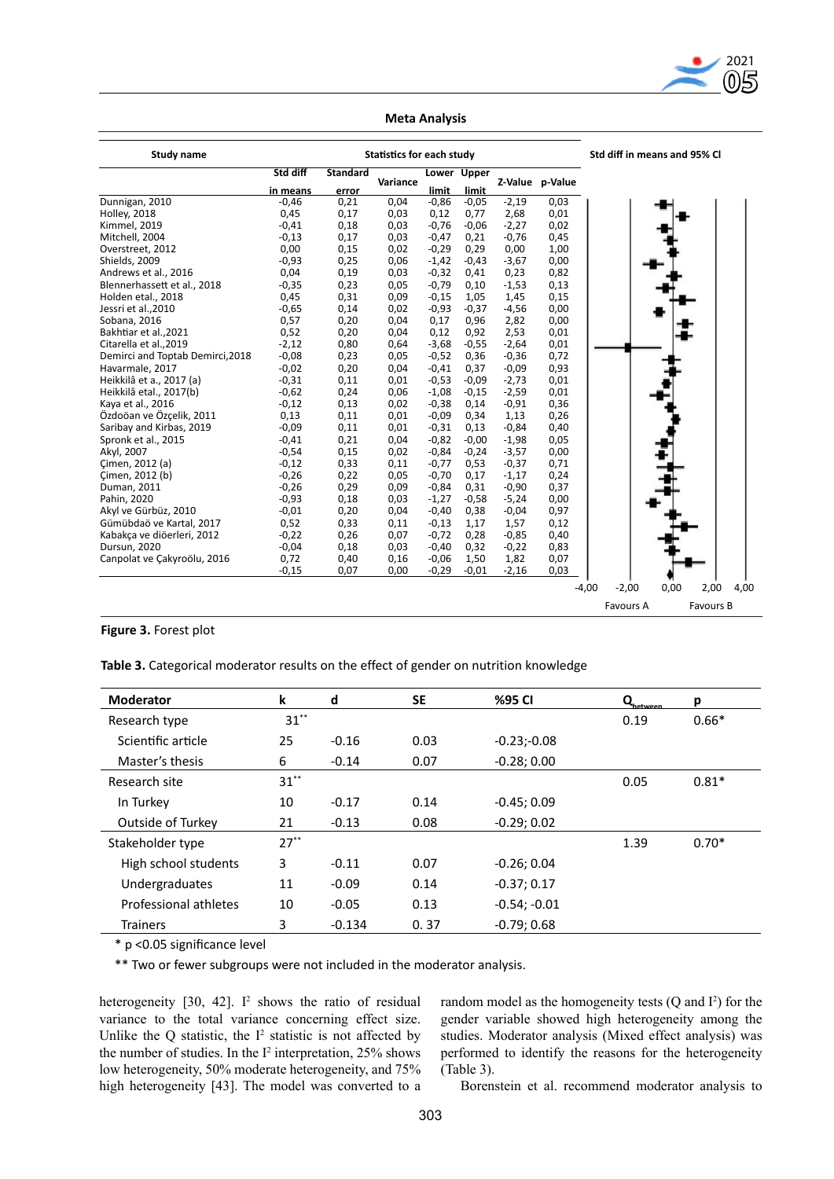**Meta Analysis**

| Study name | Std diff in means | Standard error | Variance | Lower limit | Upper limit | Z-Value | p-Value |
|---|---|---|---|---|---|---|---|
| Dunnigan, 2010 | -0,46 | 0,21 | 0,04 | -0,86 | -0,05 | -2,19 | 0,03 |
| Holley, 2018 | 0,45 | 0,17 | 0,03 | 0,12 | 0,77 | 2,68 | 0,01 |
| Kimmel, 2019 | -0,41 | 0,18 | 0,03 | -0,76 | -0,06 | -2,27 | 0,02 |
| Mitchell, 2004 | -0,13 | 0,17 | 0,03 | -0,47 | 0,21 | -0,76 | 0,45 |
| Overstreet, 2012 | 0,00 | 0,15 | 0,02 | -0,29 | 0,29 | 0,00 | 1,00 |
| Shields, 2009 | -0,93 | 0,25 | 0,06 | -1,42 | -0,43 | -3,67 | 0,00 |
| Andrews et al., 2016 | 0,04 | 0,19 | 0,03 | -0,32 | 0,41 | 0,23 | 0,82 |
| Blennerhassett et al., 2018 | -0,35 | 0,23 | 0,05 | -0,79 | 0,10 | -1,53 | 0,13 |
| Holden etal., 2018 | 0,45 | 0,31 | 0,09 | -0,15 | 1,05 | 1,45 | 0,15 |
| Jessri et al.,2010 | -0,65 | 0,14 | 0,02 | -0,93 | -0,37 | -4,56 | 0,00 |
| Sobana, 2016 | 0,57 | 0,20 | 0,04 | 0,17 | 0,96 | 2,82 | 0,00 |
| Bakhtiar et al.,2021 | 0,52 | 0,20 | 0,04 | 0,12 | 0,92 | 2,53 | 0,01 |
| Citarella et al.,2019 | -2,12 | 0,80 | 0,64 | -3,68 | -0,55 | -2,64 | 0,01 |
| Demirci and Toptab Demirci,2018 | -0,08 | 0,23 | 0,05 | -0,52 | 0,36 | -0,36 | 0,72 |
| Havarmale, 2017 | -0,02 | 0,20 | 0,04 | -0,41 | 0,37 | -0,09 | 0,93 |
| Heikkilâ et a., 2017 (a) | -0,31 | 0,11 | 0,01 | -0,53 | -0,09 | -2,73 | 0,01 |
| Heikkilâ etal., 2017(b) | -0,62 | 0,24 | 0,06 | -1,08 | -0,15 | -2,59 | 0,01 |
| Kaya et al., 2016 | -0,12 | 0,13 | 0,02 | -0,38 | 0,14 | -0,91 | 0,36 |
| Özdoöan ve Özçelik, 2011 | 0,13 | 0,11 | 0,01 | -0,09 | 0,34 | 1,13 | 0,26 |
| Saribay and Kirbas, 2019 | -0,09 | 0,11 | 0,01 | -0,31 | 0,13 | -0,84 | 0,40 |
| Spronk et al., 2015 | -0,41 | 0,21 | 0,04 | -0,82 | -0,00 | -1,98 | 0,05 |
| Akyl, 2007 | -0,54 | 0,15 | 0,02 | -0,84 | -0,24 | -3,57 | 0,00 |
| Çimen, 2012 (a) | -0,12 | 0,33 | 0,11 | -0,77 | 0,53 | -0,37 | 0,71 |
| Çimen, 2012 (b) | -0,26 | 0,22 | 0,05 | -0,70 | 0,17 | -1,17 | 0,24 |
| Duman, 2011 | -0,26 | 0,29 | 0,09 | -0,84 | 0,31 | -0,90 | 0,37 |
| Pahin, 2020 | -0,93 | 0,18 | 0,03 | -1,27 | -0,58 | -5,24 | 0,00 |
| Akyl ve Gürbüz, 2010 | -0,01 | 0,20 | 0,04 | -0,40 | 0,38 | -0,04 | 0,97 |
| Gümübdaö ve Kartal, 2017 | 0,52 | 0,33 | 0,11 | -0,13 | 1,17 | 1,57 | 0,12 |
| Kabakça ve diöerleri, 2012 | -0,22 | 0,26 | 0,07 | -0,72 | 0,28 | -0,85 | 0,40 |
| Dursun, 2020 | -0,04 | 0,18 | 0,03 | -0,40 | 0,32 | -0,22 | 0,83 |
| Canpolat ve Çakyroölu, 2016 | 0,72 | 0,40 | 0,16 | -0,06 | 1,50 | 1,82 | 0,07 |
| | -0,15 | 0,07 | 0,00 | -0,29 | -0,01 | -2,16 | 0,03 |

Std diff in means and 95% CI: -4,00 -2,00 0,00 2,00 4,00; Favours A — Favours B

**Figure 3.** Forest plot

**Table 3.** Categorical moderator results on the effect of gender on nutrition knowledge

| Moderator | k | d | SE | %95 CI | $Q_{between}$ | p |
|---|---|---|---|---|---|---|
| Research type | 31** | | | | 0.19 | 0.66* |
| Scientific article | 25 | -0.16 | 0.03 | -0.23;-0.08 | | |
| Master's thesis | 6 | -0.14 | 0.07 | -0.28; 0.00 | | |
| Research site | 31** | | | | 0.05 | 0.81* |
| In Turkey | 10 | -0.17 | 0.14 | -0.45; 0.09 | | |
| Outside of Turkey | 21 | -0.13 | 0.08 | -0.29; 0.02 | | |
| Stakeholder type | 27** | | | | 1.39 | 0.70* |
| High school students | 3 | -0.11 | 0.07 | -0.26; 0.04 | | |
| Undergraduates | 11 | -0.09 | 0.14 | -0.37; 0.17 | | |
| Professional athletes | 10 | -0.05 | 0.13 | -0.54; -0.01 | | |
| Trainers | 3 | -0.134 | 0. 37 | -0.79; 0.68 | | |

\* p <0.05 significance level

\*\* Two or fewer subgroups were not included in the moderator analysis.

heterogeneity [30, 42]. $I^2$ shows the ratio of residual variance to the total variance concerning effect size. Unlike the Q statistic, the $I^2$ statistic is not affected by the number of studies. In the $I^2$ interpretation, 25% shows low heterogeneity, 50% moderate heterogeneity, and 75% high heterogeneity [43]. The model was converted to a random model as the homogeneity tests (Q and $I^2$) for the gender variable showed high heterogeneity among the studies. Moderator analysis (Mixed effect analysis) was performed to identify the reasons for the heterogeneity (Table 3).

Borenstein et al. recommend moderator analysis to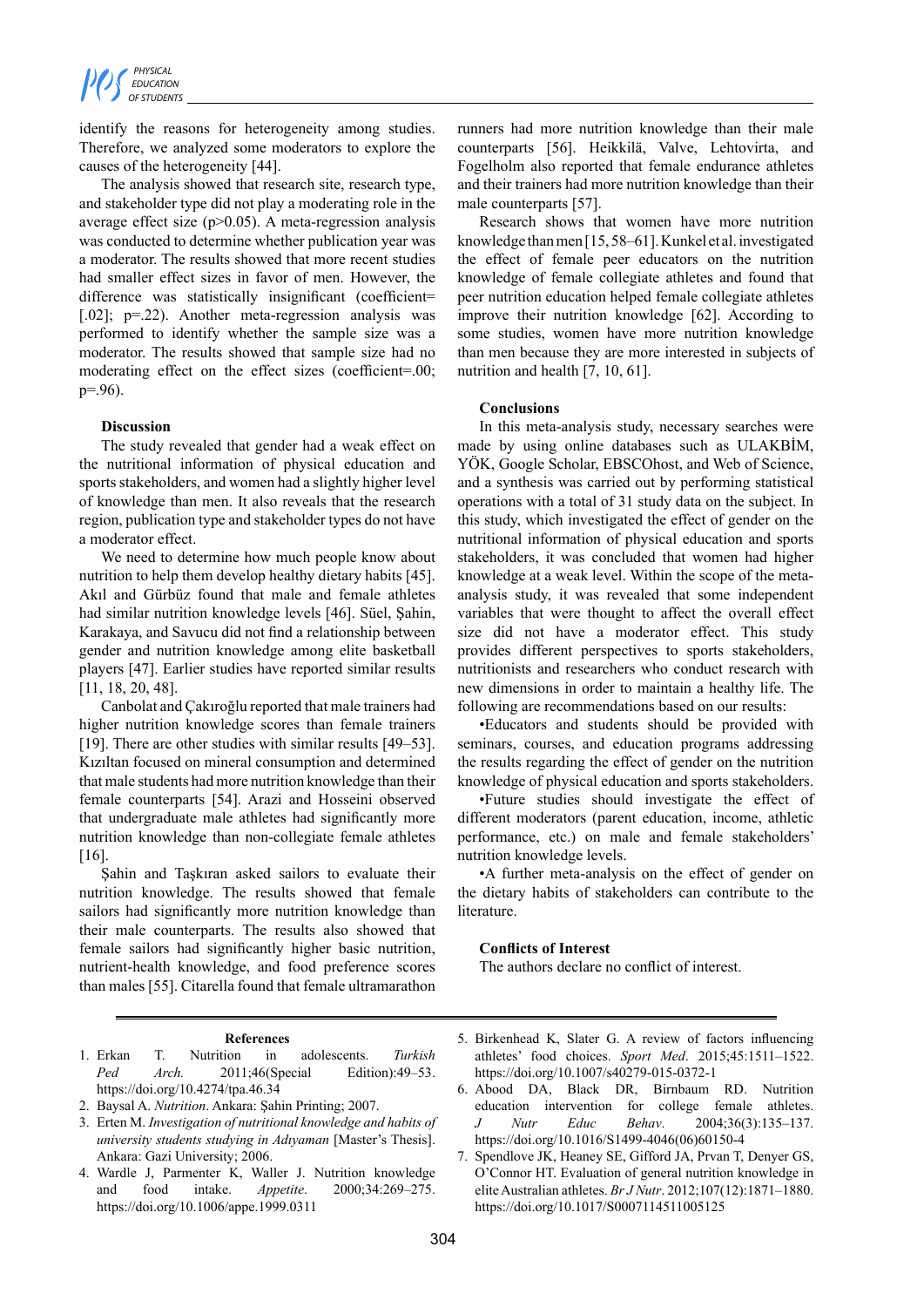identify the reasons for heterogeneity among studies. Therefore, we analyzed some moderators to explore the causes of the heterogeneity [44].

The analysis showed that research site, research type, and stakeholder type did not play a moderating role in the average effect size (p>0.05). A meta-regression analysis was conducted to determine whether publication year was a moderator. The results showed that more recent studies had smaller effect sizes in favor of men. However, the difference was statistically insignificant (coefficient= [.02]; p=.22). Another meta-regression analysis was performed to identify whether the sample size was a moderator. The results showed that sample size had no moderating effect on the effect sizes (coefficient=.00; p=.96).

### Discussion

The study revealed that gender had a weak effect on the nutritional information of physical education and sports stakeholders, and women had a slightly higher level of knowledge than men. It also reveals that the research region, publication type and stakeholder types do not have a moderator effect.

We need to determine how much people know about nutrition to help them develop healthy dietary habits [45]. Akıl and Gürbüz found that male and female athletes had similar nutrition knowledge levels [46]. Süel, Şahin, Karakaya, and Savucu did not find a relationship between gender and nutrition knowledge among elite basketball players [47]. Earlier studies have reported similar results [11, 18, 20, 48].

Canbolat and Çakıroğlu reported that male trainers had higher nutrition knowledge scores than female trainers [19]. There are other studies with similar results [49–53]. Kızıltan focused on mineral consumption and determined that male students had more nutrition knowledge than their female counterparts [54]. Arazi and Hosseini observed that undergraduate male athletes had significantly more nutrition knowledge than non-collegiate female athletes [16].

Şahin and Taşkıran asked sailors to evaluate their nutrition knowledge. The results showed that female sailors had significantly more nutrition knowledge than their male counterparts. The results also showed that female sailors had significantly higher basic nutrition, nutrient-health knowledge, and food preference scores than males [55]. Citarella found that female ultramarathon runners had more nutrition knowledge than their male counterparts [56]. Heikkilä, Valve, Lehtovirta, and Fogelholm also reported that female endurance athletes and their trainers had more nutrition knowledge than their male counterparts [57].

Research shows that women have more nutrition knowledge than men [15, 58–61]. Kunkel et al. investigated the effect of female peer educators on the nutrition knowledge of female collegiate athletes and found that peer nutrition education helped female collegiate athletes improve their nutrition knowledge [62]. According to some studies, women have more nutrition knowledge than men because they are more interested in subjects of nutrition and health [7, 10, 61].

### Conclusions

In this meta-analysis study, necessary searches were made by using online databases such as ULAKBİM, YÖK, Google Scholar, EBSCOhost, and Web of Science, and a synthesis was carried out by performing statistical operations with a total of 31 study data on the subject. In this study, which investigated the effect of gender on the nutritional information of physical education and sports stakeholders, it was concluded that women had higher knowledge at a weak level. Within the scope of the meta-analysis study, it was revealed that some independent variables that were thought to affect the overall effect size did not have a moderator effect. This study provides different perspectives to sports stakeholders, nutritionists and researchers who conduct research with new dimensions in order to maintain a healthy life. The following are recommendations based on our results:

•Educators and students should be provided with seminars, courses, and education programs addressing the results regarding the effect of gender on the nutrition knowledge of physical education and sports stakeholders.

•Future studies should investigate the effect of different moderators (parent education, income, athletic performance, etc.) on male and female stakeholders' nutrition knowledge levels.

•A further meta-analysis on the effect of gender on the dietary habits of stakeholders can contribute to the literature.

### Conflicts of Interest

The authors declare no conflict of interest.

### References

1. Erkan T. Nutrition in adolescents. *Turkish Ped Arch.* 2011;46(Special Edition):49–53. https://doi.org/10.4274/tpa.46.34
2. Baysal A. *Nutrition*. Ankara: Şahin Printing; 2007.
3. Erten M. *Investigation of nutritional knowledge and habits of university students studying in Adıyaman* [Master's Thesis]. Ankara: Gazi University; 2006.
4. Wardle J, Parmenter K, Waller J. Nutrition knowledge and food intake. *Appetite*. 2000;34:269–275. https://doi.org/10.1006/appe.1999.0311
5. Birkenhead K, Slater G. A review of factors influencing athletes' food choices. *Sport Med*. 2015;45:1511–1522. https://doi.org/10.1007/s40279-015-0372-1
6. Abood DA, Black DR, Birnbaum RD. Nutrition education intervention for college female athletes. *J Nutr Educ Behav*. 2004;36(3):135–137. https://doi.org/10.1016/S1499-4046(06)60150-4
7. Spendlove JK, Heaney SE, Gifford JA, Prvan T, Denyer GS, O'Connor HT. Evaluation of general nutrition knowledge in elite Australian athletes. *Br J Nutr*. 2012;107(12):1871–1880. https://doi.org/10.1017/S0007114511005125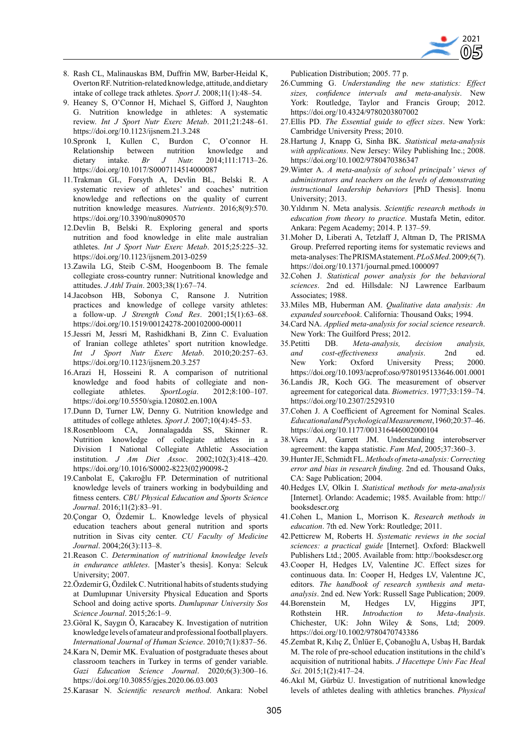8. Rash CL, Malinauskas BM, Duffrin MW, Barber-Heidal K, Overton RF. Nutrition-related knowledge, attitude, and dietary intake of college track athletes. *Sport J*. 2008;11(1):48–54.
9. Heaney S, O'Connor H, Michael S, Gifford J, Naughton G. Nutrition knowledge in athletes: A systematic review. *Int J Sport Nutr Exerc Metab*. 2011;21:248–61. https://doi.org/10.1123/ijsnem.21.3.248
10. Spronk I, Kullen C, Burdon C, O'connor H. Relationship between nutrition knowledge and dietary intake. *Br J Nutr.* 2014;111:1713–26. https://doi.org/10.1017/S0007114514000087
11. Trakman GL, Forsyth A, Devlin BL, Belski R. A systematic review of athletes' and coaches' nutrition knowledge and reflections on the quality of current nutrition knowledge measures. *Nutrients*. 2016;8(9):570. https://doi.org/10.3390/nu8090570
12. Devlin B, Belski R. Exploring general and sports nutrition and food knowledge in elite male australian athletes. *Int J Sport Nutr Exerc Metab*. 2015;25:225–32. https://doi.org/10.1123/ijsnem.2013-0259
13. Zawila LG, Steib C-SM, Hoogenboom B. The female collegiate cross-country runner: Nutritional knowledge and attitudes. *J Athl Train*. 2003;38(1):67–74.
14. Jacobson HB, Sobonya C, Ransone J. Nutrition practices and knowledge of college varsity athletes: a follow-up. *J Strength Cond Res*. 2001;15(1):63–68. https://doi.org/10.1519/00124278-200102000-00011
15. Jessri M, Jessri M, Rashidkhani B, Zinn C. Evaluation of Iranian college athletes' sport nutrition knowledge. *Int J Sport Nutr Exerc Metab*. 2010;20:257–63. https://doi.org/10.1123/ijsnem.20.3.257
16. Arazi H, Hosseini R. A comparison of nutritional knowledge and food habits of collegiate and non-collegiate athletes. *SportLogia*. 2012;8:100–107. https://doi.org/10.5550/sgia.120802.en.100A
17. Dunn D, Turner LW, Denny G. Nutrition knowledge and attitudes of college athletes. *Sport J.* 2007;10(4):45–53.
18. Rosenbloom CA, Jonnalagadda SS, Skinner R. Nutrition knowledge of collegiate athletes in a Division I National Collegiate Athletic Association institution. *J Am Diet Assoc*. 2002;102(3):418–420. https://doi.org/10.1016/S0002-8223(02)90098-2
19. Canbolat E, Çakıroğlu FP. Determination of nutritional knowledge levels of trainers working in bodybuilding and fitness centers. *CBU Physical Education and Sports Science Journal*. 2016;11(2):83–91.
20. Çongar O, Özdemir L. Knowledge levels of physical education teachers about general nutrition and sports nutrition in Sivas city center. *CU Faculty of Medicine Journal*. 2004;26(3):113–8.
21. Reason C. *Determination of nutritional knowledge levels in endurance athletes*. [Master's thesis]. Konya: Selcuk University; 2007.
22. Özdemir G, Özdilek C. Nutritional habits of students studying at Dumlupınar University Physical Education and Sports School and doing active sports. *Dumlupınar University Sos Science Journal*. 2015;26:1–9.
23. Göral K, Saygın Ö, Karacabey K. Investigation of nutrition knowledge levels of amateur and professional football players. *International Journal of Human Science*. 2010;7(1):837–56.
24. Kara N, Demir MK. Evaluation of postgraduate theses about classroom teachers in Turkey in terms of gender variable. *Gazi Education Science Journal*. 2020;6(3):300–16. https://doi.org/10.30855/gjes.2020.06.03.003
25. Karasar N. *Scientific research method*. Ankara: Nobel Publication Distribution; 2005. 77 p.
26. Cumming G. *Understanding the new statistics: Effect sizes, confidence intervals and meta-analysis*. New York: Routledge, Taylor and Francis Group; 2012. https://doi.org/10.4324/9780203807002
27. Ellis PD. *The Essential guide to effect sizes*. New York: Cambridge University Press; 2010.
28. Hartung J, Knapp G, Sinha BK. *Statistical meta-analysis with applications*. New Jersey: Wiley Publishing Inc.; 2008. https://doi.org/10.1002/9780470386347
29. Winter A. *A meta-analysis of school principals' views of administrators and teachers on the levels of demonstrating instructional leadership behaviors* [PhD Thesis]. Inonu University; 2013.
30. Yıldırım N. Meta analysis. *Scientific research methods in education from theory to practice*. Mustafa Metin, editor. Ankara: Pegem Academy; 2014. P. 137–59.
31. Moher D, Liberati A, Tetzlaff J, Altman D, The PRISMA Group. Preferred reporting items for systematic reviews and meta-analyses: The PRISMA statement. *PLoS Med*. 2009;6(7). https://doi.org/10.1371/journal.pmed.1000097
32. Cohen J. *Statistical power analysis for the behavioral sciences*. 2nd ed. Hillsdale: NJ Lawrence Earlbaum Associates; 1988.
33. Miles MB, Huberman AM. *Qualitative data analysis: An expanded sourcebook*. California: Thousand Oaks; 1994.
34. Card NA. *Applied meta-analysis for social science research*. New York: The Guilford Press; 2012.
35. Petitti DB. *Meta-analysis, decision analysis, and cost-effectiveness analysis*. 2nd ed. New York: Oxford University Press; 2000. https://doi.org/10.1093/acprof:oso/9780195133646.001.0001
36. Landis JR, Koch GG. The measurement of observer agreement for categorical data. *Biometrics*. 1977;33:159–74. https://doi.org/10.2307/2529310
37. Cohen J. A Coefficient of Agreement for Nominal Scales. *Educational and Psychological Measurement*, 1960;20:37–46. https://doi.org/10.1177/001316446002000104
38. Viera AJ, Garrett JM. Understanding interobserver agreement: the kappa statistic. *Fam Med*, 2005;37:360–3.
39. Hunter JE, Schmidt FL. *Methods of meta-analysis: Correcting error and bias in research finding*. 2nd ed. Thousand Oaks, CA: Sage Publication; 2004.
40. Hedges LV, Olkin I. *Statistical methods for meta-analysis* [Internet]. Orlando: Academic; 1985. Available from: http://booksdescr.org
41. Cohen L, Manion L, Morrison K. *Research methods in education*. 7th ed. New York: Routledge; 2011.
42. Petticrew M, Roberts H. *Systematic reviews in the social sciences: a practical guide* [Internet]. Oxford: Blackwell Publishers Ltd.; 2005. Available from: http://booksdescr.org
43. Cooper H, Hedges LV, Valentine JC. Effect sizes for continuous data. In: Cooper H, Hedges LV, Valentıne JC, editors. *The handbook of research synthesis and meta-analysis*. 2nd ed. New York: Russell Sage Publication; 2009.
44. Borenstein M, Hedges LV, Higgins JPT, Rothstein HR. *Introduction to Meta-Analysis*. Chichester, UK: John Wiley & Sons, Ltd; 2009. https://doi.org/10.1002/9780470743386
45. Zembat R, Kılıç Z, Ünlüer E, Çobanoğlu A, Usbaş H, Bardak M. The role of pre-school education institutions in the child's acquisition of nutritional habits. *J Hacettepe Univ Fac Heal Sci.* 2015;1(2):417–24.
46. Akıl M, Gürbüz U. Investigation of nutritional knowledge levels of athletes dealing with athletics branches. *Physical*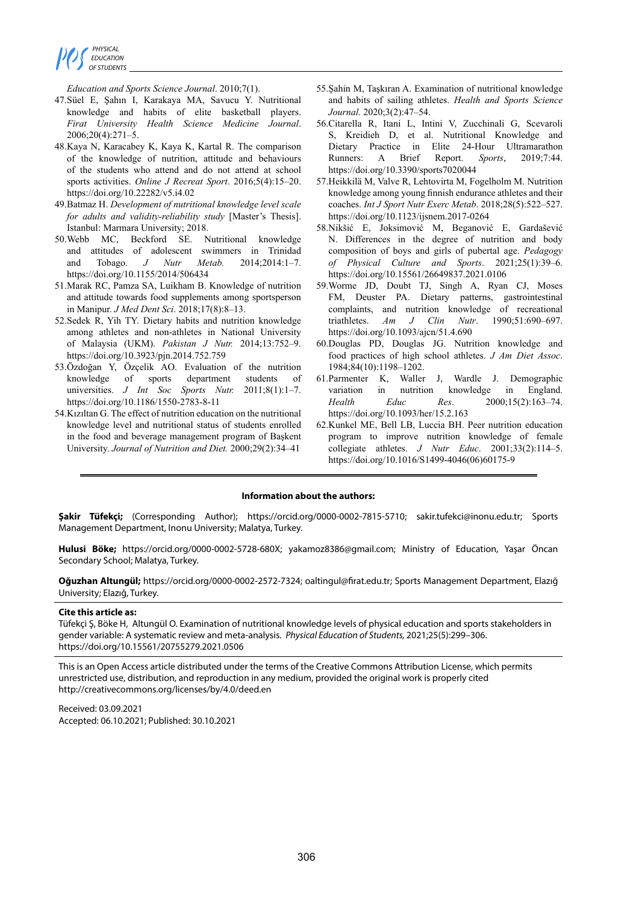*Education and Sports Science Journal*. 2010;7(1).

47. Süel E, Şahın I, Karakaya MA, Savucu Y. Nutritional knowledge and habits of elite basketball players. *Firat University Health Science Medicine Journal*. 2006;20(4):271–5.
48. Kaya N, Karacabey K, Kaya K, Kartal R. The comparison of the knowledge of nutrition, attitude and behaviours of the students who attend and do not attend at school sports activities. *Online J Recreat Sport*. 2016;5(4):15–20. https://doi.org/10.22282/v5.i4.02
49. Batmaz H. *Development of nutritional knowledge level scale for adults and validity-reliability study* [Master's Thesis]. Istanbul: Marmara University; 2018.
50. Webb MC, Beckford SE. Nutritional knowledge and attitudes of adolescent swimmers in Trinidad and Tobago. *J Nutr Metab.* 2014;2014:1–7. https://doi.org/10.1155/2014/506434
51. Marak RC, Pamza SA, Luikham B. Knowledge of nutrition and attitude towards food supplements among sportsperson in Manipur. *J Med Dent Sci*. 2018;17(8):8–13.
52. Sedek R, Yih TY. Dietary habits and nutrition knowledge among athletes and non-athletes in National University of Malaysia (UKM). *Pakistan J Nutr.* 2014;13:752–9. https://doi.org/10.3923/pjn.2014.752.759
53. Özdoğan Y, Özçelik AO. Evaluation of the nutrition knowledge of sports department students of universities. *J Int Soc Sports Nutr.* 2011;8(1):1–7. https://doi.org/10.1186/1550-2783-8-11
54. Kızıltan G. The effect of nutrition education on the nutritional knowledge level and nutritional status of students enrolled in the food and beverage management program of Başkent University. *Journal of Nutrition and Diet.* 2000;29(2):34–41
55. Şahin M, Taşkıran A. Examination of nutritional knowledge and habits of sailing athletes. *Health and Sports Science Journal.* 2020;3(2):47–54.
56. Citarella R, Itani L, Intini V, Zucchinali G, Scevaroli S, Kreidieh D, et al. Nutritional Knowledge and Dietary Practice in Elite 24-Hour Ultramarathon Runners: A Brief Report. *Sports*, 2019;7:44. https://doi.org/10.3390/sports7020044
57. Heikkilä M, Valve R, Lehtovirta M, Fogelholm M. Nutrition knowledge among young finnish endurance athletes and their coaches. *Int J Sport Nutr Exerc Metab*. 2018;28(5):522–527. https://doi.org/10.1123/ijsnem.2017-0264
58. Nikšić E, Joksimović M, Beganović E, Gardašević N. Differences in the degree of nutrition and body composition of boys and girls of pubertal age. *Pedagogy of Physical Culture and Sports*. 2021;25(1):39–6. https://doi.org/10.15561/26649837.2021.0106
59. Worme JD, Doubt TJ, Singh A, Ryan CJ, Moses FM, Deuster PA. Dietary patterns, gastrointestinal complaints, and nutrition knowledge of recreational triathletes. *Am J Clin Nutr*. 1990;51:690–697. https://doi.org/10.1093/ajcn/51.4.690
60. Douglas PD, Douglas JG. Nutrition knowledge and food practices of high school athletes. *J Am Diet Assoc*. 1984;84(10):1198–1202.
61. Parmenter K, Waller J, Wardle J. Demographic variation in nutrition knowledge in England. *Health Educ Res*. 2000;15(2):163–74. https://doi.org/10.1093/her/15.2.163
62. Kunkel ME, Bell LB, Luccia BH. Peer nutrition education program to improve nutrition knowledge of female collegiate athletes. *J Nutr Educ*. 2001;33(2):114–5. https://doi.org/10.1016/S1499-4046(06)60175-9

**Information about the authors:**

**Şakir Tüfekçi;** (Corresponding Author); https://orcid.org/0000-0002-7815-5710; sakir.tufekci@inonu.edu.tr; Sports Management Department, Inonu University; Malatya, Turkey.

**Hulusi Böke;** https://orcid.org/0000-0002-5728-680X; yakamoz8386@gmail.com; Ministry of Education, Yaşar Öncan Secondary School; Malatya, Turkey.

**Oğuzhan Altungül;** https://orcid.org/0000-0002-2572-7324; oaltingul@firat.edu.tr; Sports Management Department, Elazığ University; Elazığ, Turkey.

**Cite this article as:**

Tüfekçi Ş, Böke H, Altungül O. Examination of nutritional knowledge levels of physical education and sports stakeholders in gender variable: A systematic review and meta-analysis. *Physical Education of Students,* 2021;25(5):299–306. https://doi.org/10.15561/20755279.2021.0506

This is an Open Access article distributed under the terms of the Creative Commons Attribution License, which permits unrestricted use, distribution, and reproduction in any medium, provided the original work is properly cited http://creativecommons.org/licenses/by/4.0/deed.en

Received: 03.09.2021
Accepted: 06.10.2021; Published: 30.10.2021